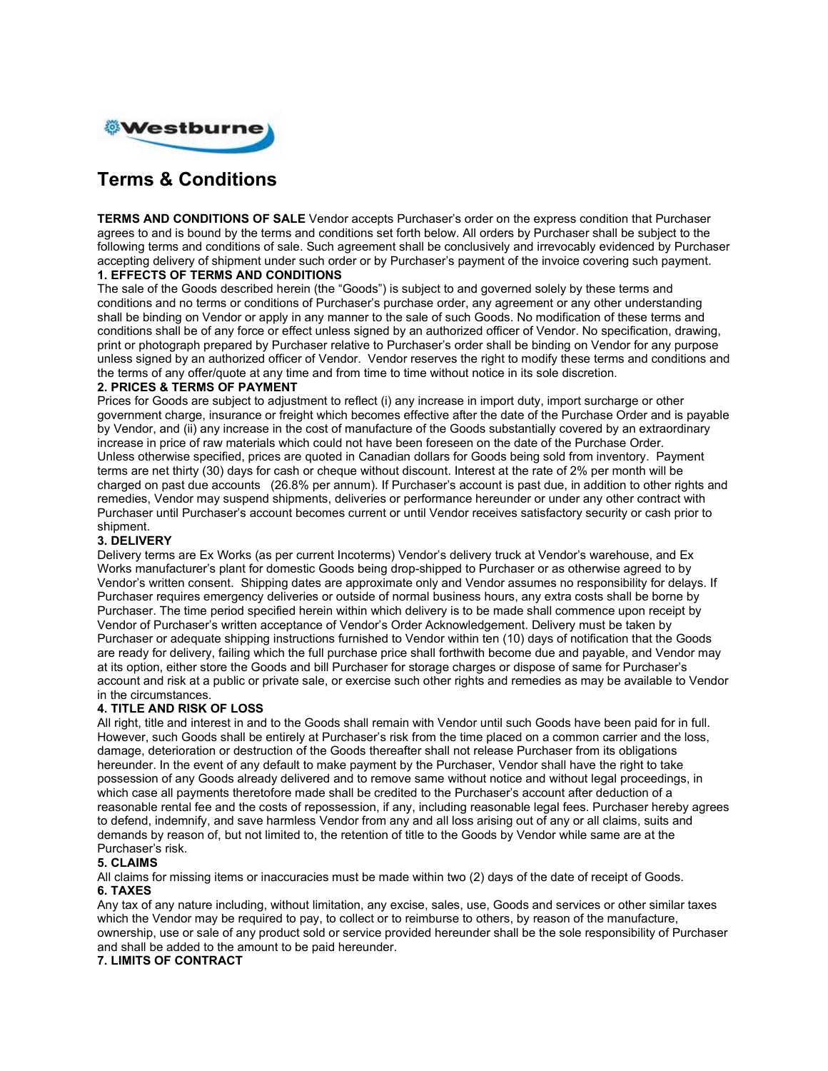Westburne

# Terms & Conditions

**TERMS AND CONDITIONS OF SALE** Vendor accepts Purchaser's order on the express condition that Purchaser agrees to and is bound by the terms and conditions set forth below. All orders by Purchaser shall be subject to the following terms and conditions of sale. Such agreement shall be conclusively and irrevocably evidenced by Purchaser accepting delivery of shipment under such order or by Purchaser's payment of the invoice covering such payment.

**1. EFFECTS OF TERMS AND CONDITIONS**

The sale of the Goods described herein (the "Goods") is subject to and governed solely by these terms and conditions and no terms or conditions of Purchaser's purchase order, any agreement or any other understanding shall be binding on Vendor or apply in any manner to the sale of such Goods. No modification of these terms and conditions shall be of any force or effect unless signed by an authorized officer of Vendor. No specification, drawing, print or photograph prepared by Purchaser relative to Purchaser's order shall be binding on Vendor for any purpose unless signed by an authorized officer of Vendor. Vendor reserves the right to modify these terms and conditions and the terms of any offer/quote at any time and from time to time without notice in its sole discretion.

**2. PRICES & TERMS OF PAYMENT**

Prices for Goods are subject to adjustment to reflect (i) any increase in import duty, import surcharge or other government charge, insurance or freight which becomes effective after the date of the Purchase Order and is payable by Vendor, and (ii) any increase in the cost of manufacture of the Goods substantially covered by an extraordinary increase in price of raw materials which could not have been foreseen on the date of the Purchase Order.
Unless otherwise specified, prices are quoted in Canadian dollars for Goods being sold from inventory. Payment terms are net thirty (30) days for cash or cheque without discount. Interest at the rate of 2% per month will be charged on past due accounts (26.8% per annum). If Purchaser's account is past due, in addition to other rights and remedies, Vendor may suspend shipments, deliveries or performance hereunder or under any other contract with Purchaser until Purchaser's account becomes current or until Vendor receives satisfactory security or cash prior to shipment.

**3. DELIVERY**

Delivery terms are Ex Works (as per current Incoterms) Vendor's delivery truck at Vendor's warehouse, and Ex Works manufacturer's plant for domestic Goods being drop-shipped to Purchaser or as otherwise agreed to by Vendor's written consent. Shipping dates are approximate only and Vendor assumes no responsibility for delays. If Purchaser requires emergency deliveries or outside of normal business hours, any extra costs shall be borne by Purchaser. The time period specified herein within which delivery is to be made shall commence upon receipt by Vendor of Purchaser's written acceptance of Vendor's Order Acknowledgement. Delivery must be taken by Purchaser or adequate shipping instructions furnished to Vendor within ten (10) days of notification that the Goods are ready for delivery, failing which the full purchase price shall forthwith become due and payable, and Vendor may at its option, either store the Goods and bill Purchaser for storage charges or dispose of same for Purchaser's account and risk at a public or private sale, or exercise such other rights and remedies as may be available to Vendor in the circumstances.

**4. TITLE AND RISK OF LOSS**

All right, title and interest in and to the Goods shall remain with Vendor until such Goods have been paid for in full. However, such Goods shall be entirely at Purchaser's risk from the time placed on a common carrier and the loss, damage, deterioration or destruction of the Goods thereafter shall not release Purchaser from its obligations hereunder. In the event of any default to make payment by the Purchaser, Vendor shall have the right to take possession of any Goods already delivered and to remove same without notice and without legal proceedings, in which case all payments theretofore made shall be credited to the Purchaser's account after deduction of a reasonable rental fee and the costs of repossession, if any, including reasonable legal fees. Purchaser hereby agrees to defend, indemnify, and save harmless Vendor from any and all loss arising out of any or all claims, suits and demands by reason of, but not limited to, the retention of title to the Goods by Vendor while same are at the Purchaser's risk.

**5. CLAIMS**

All claims for missing items or inaccuracies must be made within two (2) days of the date of receipt of Goods.

**6. TAXES**

Any tax of any nature including, without limitation, any excise, sales, use, Goods and services or other similar taxes which the Vendor may be required to pay, to collect or to reimburse to others, by reason of the manufacture, ownership, use or sale of any product sold or service provided hereunder shall be the sole responsibility of Purchaser and shall be added to the amount to be paid hereunder.

**7. LIMITS OF CONTRACT**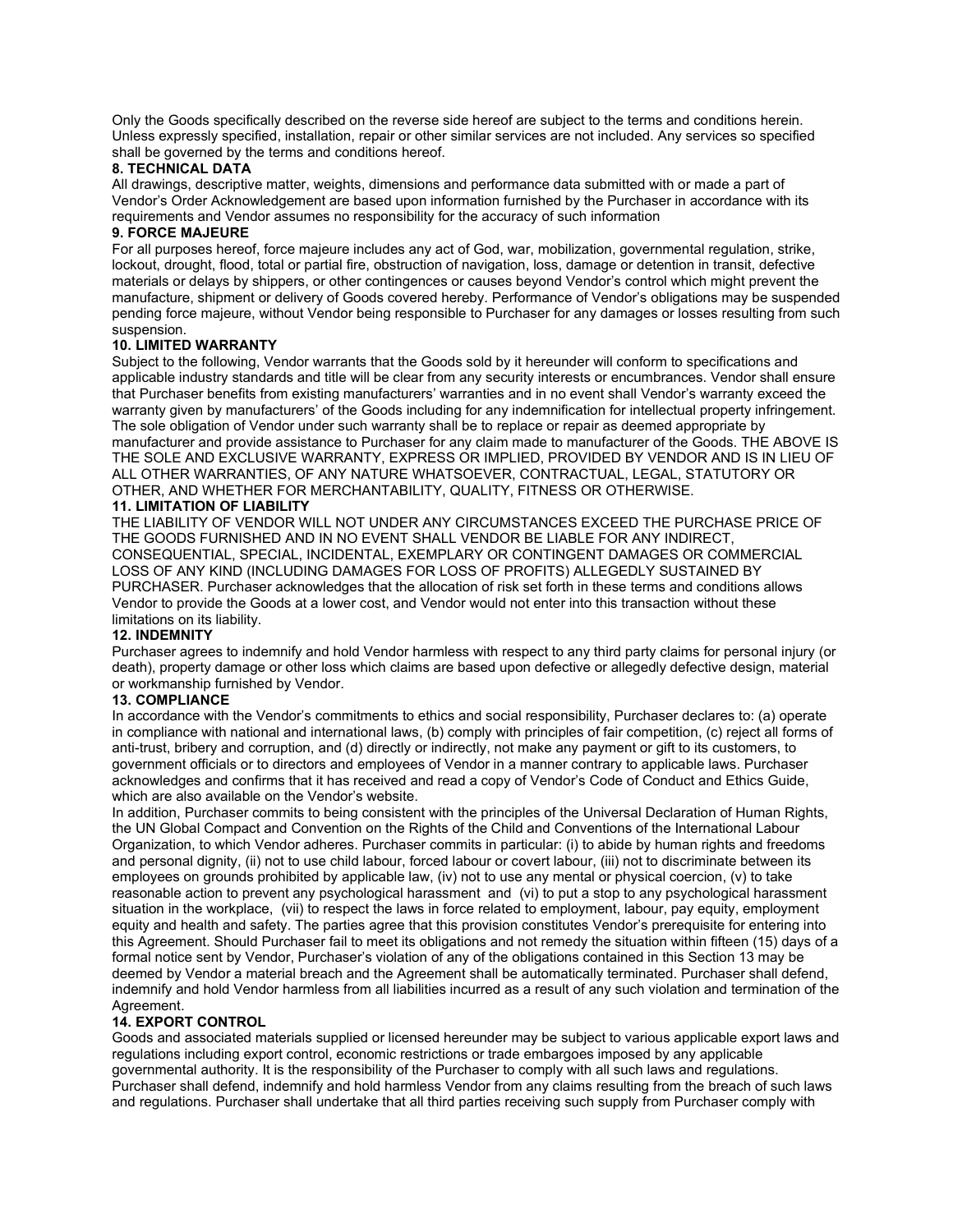Only the Goods specifically described on the reverse side hereof are subject to the terms and conditions herein. Unless expressly specified, installation, repair or other similar services are not included. Any services so specified shall be governed by the terms and conditions hereof.

**8. TECHNICAL DATA**

All drawings, descriptive matter, weights, dimensions and performance data submitted with or made a part of Vendor's Order Acknowledgement are based upon information furnished by the Purchaser in accordance with its requirements and Vendor assumes no responsibility for the accuracy of such information

**9. FORCE MAJEURE**

For all purposes hereof, force majeure includes any act of God, war, mobilization, governmental regulation, strike, lockout, drought, flood, total or partial fire, obstruction of navigation, loss, damage or detention in transit, defective materials or delays by shippers, or other contingences or causes beyond Vendor's control which might prevent the manufacture, shipment or delivery of Goods covered hereby. Performance of Vendor's obligations may be suspended pending force majeure, without Vendor being responsible to Purchaser for any damages or losses resulting from such suspension.

**10. LIMITED WARRANTY**

Subject to the following, Vendor warrants that the Goods sold by it hereunder will conform to specifications and applicable industry standards and title will be clear from any security interests or encumbrances. Vendor shall ensure that Purchaser benefits from existing manufacturers' warranties and in no event shall Vendor's warranty exceed the warranty given by manufacturers' of the Goods including for any indemnification for intellectual property infringement. The sole obligation of Vendor under such warranty shall be to replace or repair as deemed appropriate by manufacturer and provide assistance to Purchaser for any claim made to manufacturer of the Goods. THE ABOVE IS THE SOLE AND EXCLUSIVE WARRANTY, EXPRESS OR IMPLIED, PROVIDED BY VENDOR AND IS IN LIEU OF ALL OTHER WARRANTIES, OF ANY NATURE WHATSOEVER, CONTRACTUAL, LEGAL, STATUTORY OR OTHER, AND WHETHER FOR MERCHANTABILITY, QUALITY, FITNESS OR OTHERWISE.

**11. LIMITATION OF LIABILITY**

THE LIABILITY OF VENDOR WILL NOT UNDER ANY CIRCUMSTANCES EXCEED THE PURCHASE PRICE OF THE GOODS FURNISHED AND IN NO EVENT SHALL VENDOR BE LIABLE FOR ANY INDIRECT, CONSEQUENTIAL, SPECIAL, INCIDENTAL, EXEMPLARY OR CONTINGENT DAMAGES OR COMMERCIAL LOSS OF ANY KIND (INCLUDING DAMAGES FOR LOSS OF PROFITS) ALLEGEDLY SUSTAINED BY PURCHASER. Purchaser acknowledges that the allocation of risk set forth in these terms and conditions allows Vendor to provide the Goods at a lower cost, and Vendor would not enter into this transaction without these limitations on its liability.

**12. INDEMNITY**

Purchaser agrees to indemnify and hold Vendor harmless with respect to any third party claims for personal injury (or death), property damage or other loss which claims are based upon defective or allegedly defective design, material or workmanship furnished by Vendor.

**13. COMPLIANCE**

In accordance with the Vendor's commitments to ethics and social responsibility, Purchaser declares to: (a) operate in compliance with national and international laws, (b) comply with principles of fair competition, (c) reject all forms of anti-trust, bribery and corruption, and (d) directly or indirectly, not make any payment or gift to its customers, to government officials or to directors and employees of Vendor in a manner contrary to applicable laws. Purchaser acknowledges and confirms that it has received and read a copy of Vendor's Code of Conduct and Ethics Guide, which are also available on the Vendor's website.

In addition, Purchaser commits to being consistent with the principles of the Universal Declaration of Human Rights, the UN Global Compact and Convention on the Rights of the Child and Conventions of the International Labour Organization, to which Vendor adheres. Purchaser commits in particular: (i) to abide by human rights and freedoms and personal dignity, (ii) not to use child labour, forced labour or covert labour, (iii) not to discriminate between its employees on grounds prohibited by applicable law, (iv) not to use any mental or physical coercion, (v) to take reasonable action to prevent any psychological harassment and (vi) to put a stop to any psychological harassment situation in the workplace, (vii) to respect the laws in force related to employment, labour, pay equity, employment equity and health and safety. The parties agree that this provision constitutes Vendor's prerequisite for entering into this Agreement. Should Purchaser fail to meet its obligations and not remedy the situation within fifteen (15) days of a formal notice sent by Vendor, Purchaser's violation of any of the obligations contained in this Section 13 may be deemed by Vendor a material breach and the Agreement shall be automatically terminated. Purchaser shall defend, indemnify and hold Vendor harmless from all liabilities incurred as a result of any such violation and termination of the Agreement.

**14. EXPORT CONTROL**

Goods and associated materials supplied or licensed hereunder may be subject to various applicable export laws and regulations including export control, economic restrictions or trade embargoes imposed by any applicable governmental authority. It is the responsibility of the Purchaser to comply with all such laws and regulations. Purchaser shall defend, indemnify and hold harmless Vendor from any claims resulting from the breach of such laws and regulations. Purchaser shall undertake that all third parties receiving such supply from Purchaser comply with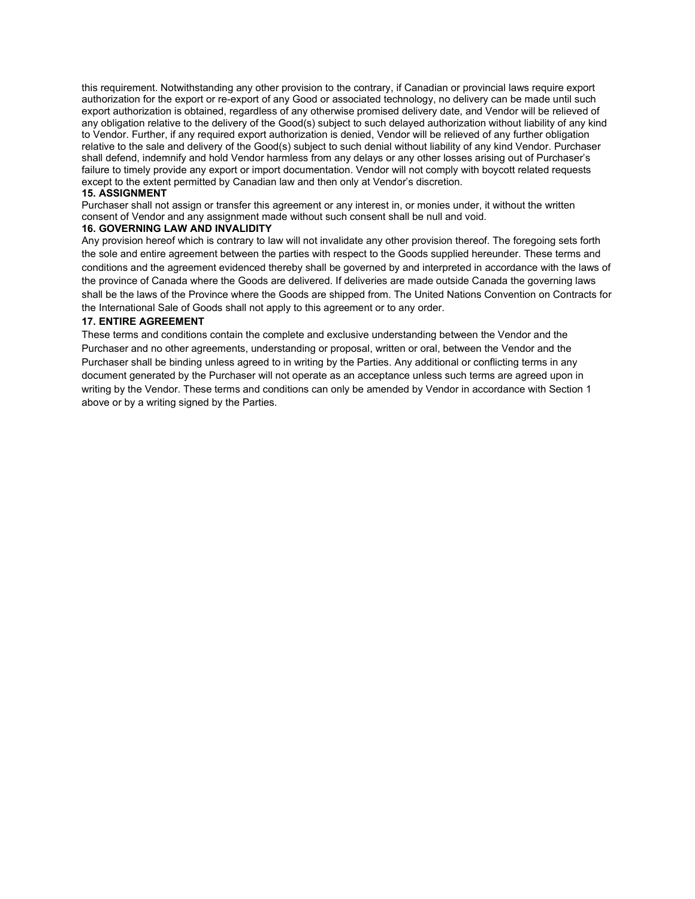this requirement. Notwithstanding any other provision to the contrary, if Canadian or provincial laws require export authorization for the export or re-export of any Good or associated technology, no delivery can be made until such export authorization is obtained, regardless of any otherwise promised delivery date, and Vendor will be relieved of any obligation relative to the delivery of the Good(s) subject to such delayed authorization without liability of any kind to Vendor. Further, if any required export authorization is denied, Vendor will be relieved of any further obligation relative to the sale and delivery of the Good(s) subject to such denial without liability of any kind Vendor. Purchaser shall defend, indemnify and hold Vendor harmless from any delays or any other losses arising out of Purchaser's failure to timely provide any export or import documentation. Vendor will not comply with boycott related requests except to the extent permitted by Canadian law and then only at Vendor's discretion.

**15. ASSIGNMENT**

Purchaser shall not assign or transfer this agreement or any interest in, or monies under, it without the written consent of Vendor and any assignment made without such consent shall be null and void.

**16. GOVERNING LAW AND INVALIDITY**

Any provision hereof which is contrary to law will not invalidate any other provision thereof. The foregoing sets forth the sole and entire agreement between the parties with respect to the Goods supplied hereunder. These terms and conditions and the agreement evidenced thereby shall be governed by and interpreted in accordance with the laws of the province of Canada where the Goods are delivered. If deliveries are made outside Canada the governing laws shall be the laws of the Province where the Goods are shipped from. The United Nations Convention on Contracts for the International Sale of Goods shall not apply to this agreement or to any order.

**17. ENTIRE AGREEMENT**

These terms and conditions contain the complete and exclusive understanding between the Vendor and the Purchaser and no other agreements, understanding or proposal, written or oral, between the Vendor and the Purchaser shall be binding unless agreed to in writing by the Parties. Any additional or conflicting terms in any document generated by the Purchaser will not operate as an acceptance unless such terms are agreed upon in writing by the Vendor. These terms and conditions can only be amended by Vendor in accordance with Section 1 above or by a writing signed by the Parties.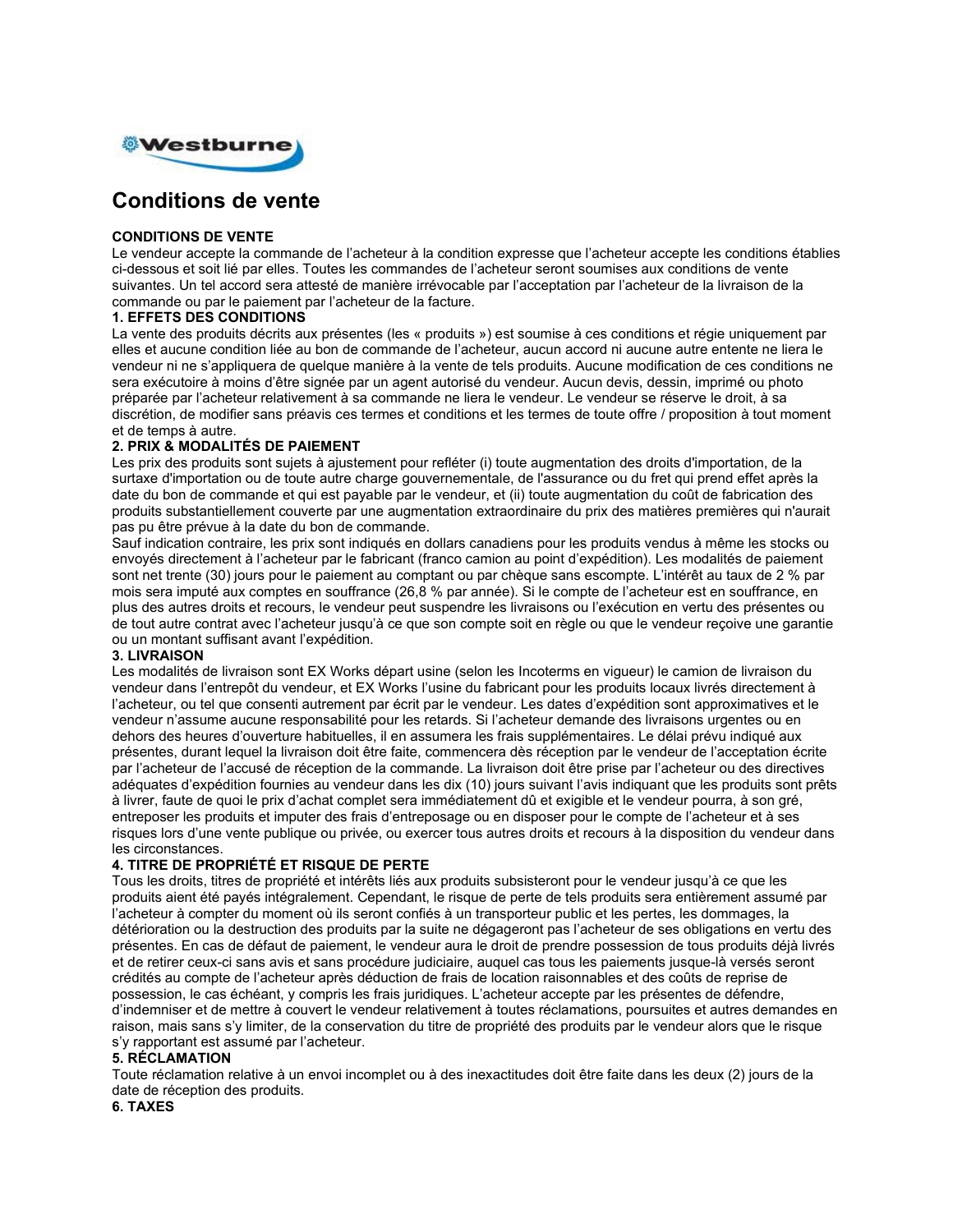# Conditions de vente

**CONDITIONS DE VENTE**
Le vendeur accepte la commande de l'acheteur à la condition expresse que l'acheteur accepte les conditions établies ci-dessous et soit lié par elles. Toutes les commandes de l'acheteur seront soumises aux conditions de vente suivantes. Un tel accord sera attesté de manière irrévocable par l'acceptation par l'acheteur de la livraison de la commande ou par le paiement par l'acheteur de la facture.

**1. EFFETS DES CONDITIONS**
La vente des produits décrits aux présentes (les « produits ») est soumise à ces conditions et régie uniquement par elles et aucune condition liée au bon de commande de l'acheteur, aucun accord ni aucune autre entente ne liera le vendeur ni ne s'appliquera de quelque manière à la vente de tels produits. Aucune modification de ces conditions ne sera exécutoire à moins d'être signée par un agent autorisé du vendeur. Aucun devis, dessin, imprimé ou photo préparée par l'acheteur relativement à sa commande ne liera le vendeur. Le vendeur se réserve le droit, à sa discrétion, de modifier sans préavis ces termes et conditions et les termes de toute offre / proposition à tout moment et de temps à autre.

**2. PRIX & MODALITÉS DE PAIEMENT**
Les prix des produits sont sujets à ajustement pour refléter (i) toute augmentation des droits d'importation, de la surtaxe d'importation ou de toute autre charge gouvernementale, de l'assurance ou du fret qui prend effet après la date du bon de commande et qui est payable par le vendeur, et (ii) toute augmentation du coût de fabrication des produits substantiellement couverte par une augmentation extraordinaire du prix des matières premières qui n'aurait pas pu être prévue à la date du bon de commande.
Sauf indication contraire, les prix sont indiqués en dollars canadiens pour les produits vendus à même les stocks ou envoyés directement à l'acheteur par le fabricant (franco camion au point d'expédition). Les modalités de paiement sont net trente (30) jours pour le paiement au comptant ou par chèque sans escompte. L'intérêt au taux de 2 % par mois sera imputé aux comptes en souffrance (26,8 % par année). Si le compte de l'acheteur est en souffrance, en plus des autres droits et recours, le vendeur peut suspendre les livraisons ou l'exécution en vertu des présentes ou de tout autre contrat avec l'acheteur jusqu'à ce que son compte soit en règle ou que le vendeur reçoive une garantie ou un montant suffisant avant l'expédition.

**3. LIVRAISON**
Les modalités de livraison sont EX Works départ usine (selon les Incoterms en vigueur) le camion de livraison du vendeur dans l'entrepôt du vendeur, et EX Works l'usine du fabricant pour les produits locaux livrés directement à l'acheteur, ou tel que consenti autrement par écrit par le vendeur. Les dates d'expédition sont approximatives et le vendeur n'assume aucune responsabilité pour les retards. Si l'acheteur demande des livraisons urgentes ou en dehors des heures d'ouverture habituelles, il en assumera les frais supplémentaires. Le délai prévu indiqué aux présentes, durant lequel la livraison doit être faite, commencera dès réception par le vendeur de l'acceptation écrite par l'acheteur de l'accusé de réception de la commande. La livraison doit être prise par l'acheteur ou des directives adéquates d'expédition fournies au vendeur dans les dix (10) jours suivant l'avis indiquant que les produits sont prêts à livrer, faute de quoi le prix d'achat complet sera immédiatement dû et exigible et le vendeur pourra, à son gré, entreposer les produits et imputer des frais d'entreposage ou en disposer pour le compte de l'acheteur et à ses risques lors d'une vente publique ou privée, ou exercer tous autres droits et recours à la disposition du vendeur dans les circonstances.

**4. TITRE DE PROPRIÉTÉ ET RISQUE DE PERTE**
Tous les droits, titres de propriété et intérêts liés aux produits subsisteront pour le vendeur jusqu'à ce que les produits aient été payés intégralement. Cependant, le risque de perte de tels produits sera entièrement assumé par l'acheteur à compter du moment où ils seront confiés à un transporteur public et les pertes, les dommages, la détérioration ou la destruction des produits par la suite ne dégageront pas l'acheteur de ses obligations en vertu des présentes. En cas de défaut de paiement, le vendeur aura le droit de prendre possession de tous produits déjà livrés et de retirer ceux-ci sans avis et sans procédure judiciaire, auquel cas tous les paiements jusque-là versés seront crédités au compte de l'acheteur après déduction de frais de location raisonnables et des coûts de reprise de possession, le cas échéant, y compris les frais juridiques. L'acheteur accepte par les présentes de défendre, d'indemniser et de mettre à couvert le vendeur relativement à toutes réclamations, poursuites et autres demandes en raison, mais sans s'y limiter, de la conservation du titre de propriété des produits par le vendeur alors que le risque s'y rapportant est assumé par l'acheteur.

**5. RÉCLAMATION**
Toute réclamation relative à un envoi incomplet ou à des inexactitudes doit être faite dans les deux (2) jours de la date de réception des produits.

**6. TAXES**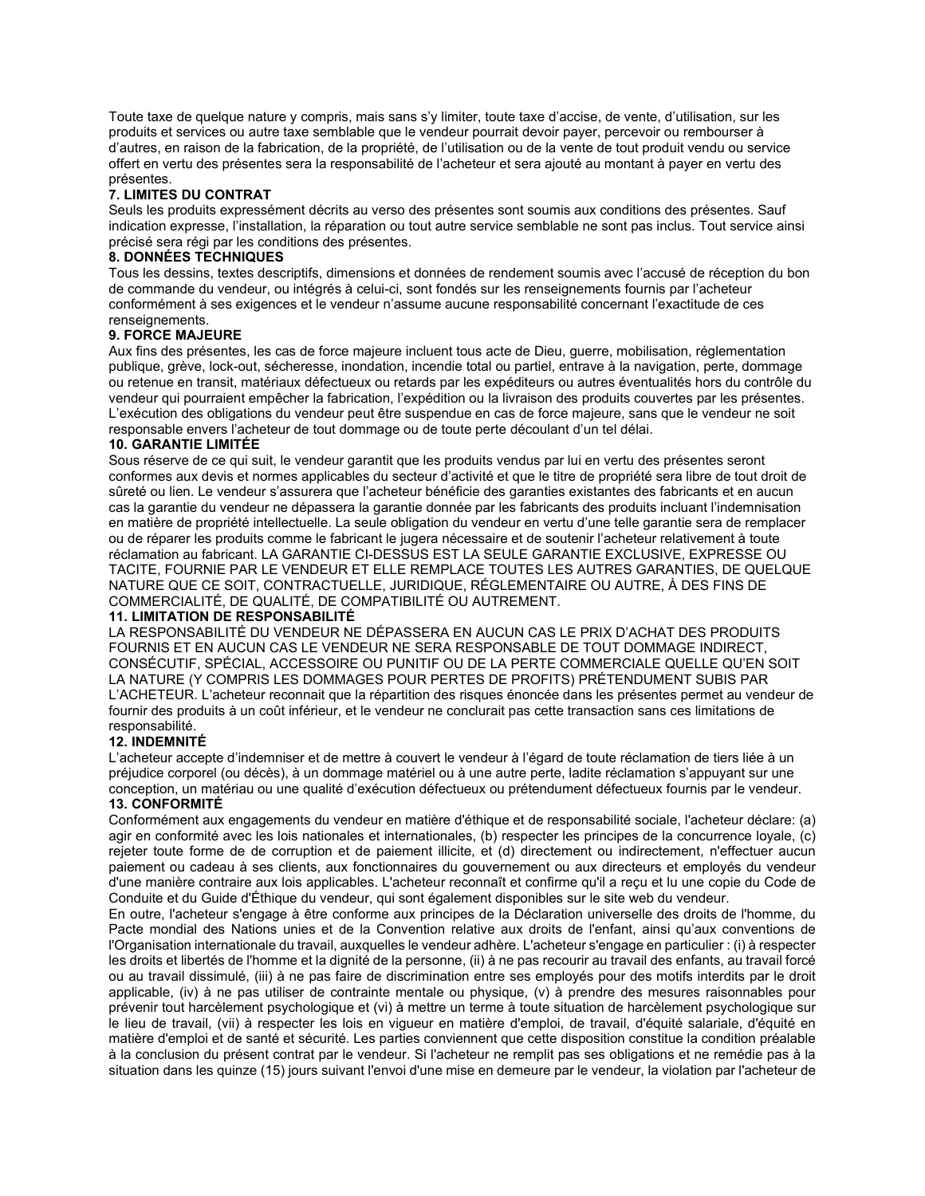Toute taxe de quelque nature y compris, mais sans s'y limiter, toute taxe d'accise, de vente, d'utilisation, sur les produits et services ou autre taxe semblable que le vendeur pourrait devoir payer, percevoir ou rembourser à d'autres, en raison de la fabrication, de la propriété, de l'utilisation ou de la vente de tout produit vendu ou service offert en vertu des présentes sera la responsabilité de l'acheteur et sera ajouté au montant à payer en vertu des présentes.

**7. LIMITES DU CONTRAT**

Seuls les produits expressément décrits au verso des présentes sont soumis aux conditions des présentes. Sauf indication expresse, l'installation, la réparation ou tout autre service semblable ne sont pas inclus. Tout service ainsi précisé sera régi par les conditions des présentes.

**8. DONNÉES TECHNIQUES**

Tous les dessins, textes descriptifs, dimensions et données de rendement soumis avec l'accusé de réception du bon de commande du vendeur, ou intégrés à celui-ci, sont fondés sur les renseignements fournis par l'acheteur conformément à ses exigences et le vendeur n'assume aucune responsabilité concernant l'exactitude de ces renseignements.

**9. FORCE MAJEURE**

Aux fins des présentes, les cas de force majeure incluent tous acte de Dieu, guerre, mobilisation, réglementation publique, grève, lock-out, sécheresse, inondation, incendie total ou partiel, entrave à la navigation, perte, dommage ou retenue en transit, matériaux défectueux ou retards par les expéditeurs ou autres éventualités hors du contrôle du vendeur qui pourraient empêcher la fabrication, l'expédition ou la livraison des produits couvertes par les présentes. L'exécution des obligations du vendeur peut être suspendue en cas de force majeure, sans que le vendeur ne soit responsable envers l'acheteur de tout dommage ou de toute perte découlant d'un tel délai.

**10. GARANTIE LIMITÉE**

Sous réserve de ce qui suit, le vendeur garantit que les produits vendus par lui en vertu des présentes seront conformes aux devis et normes applicables du secteur d'activité et que le titre de propriété sera libre de tout droit de sûreté ou lien. Le vendeur s'assurera que l'acheteur bénéficie des garanties existantes des fabricants et en aucun cas la garantie du vendeur ne dépassera la garantie donnée par les fabricants des produits incluant l'indemnisation en matière de propriété intellectuelle. La seule obligation du vendeur en vertu d'une telle garantie sera de remplacer ou de réparer les produits comme le fabricant le jugera nécessaire et de soutenir l'acheteur relativement à toute réclamation au fabricant. LA GARANTIE CI-DESSUS EST LA SEULE GARANTIE EXCLUSIVE, EXPRESSE OU TACITE, FOURNIE PAR LE VENDEUR ET ELLE REMPLACE TOUTES LES AUTRES GARANTIES, DE QUELQUE NATURE QUE CE SOIT, CONTRACTUELLE, JURIDIQUE, RÉGLEMENTAIRE OU AUTRE, À DES FINS DE COMMERCIALITÉ, DE QUALITÉ, DE COMPATIBILITÉ OU AUTREMENT.

**11. LIMITATION DE RESPONSABILITÉ**

LA RESPONSABILITÉ DU VENDEUR NE DÉPASSERA EN AUCUN CAS LE PRIX D'ACHAT DES PRODUITS FOURNIS ET EN AUCUN CAS LE VENDEUR NE SERA RESPONSABLE DE TOUT DOMMAGE INDIRECT, CONSÉCUTIF, SPÉCIAL, ACCESSOIRE OU PUNITIF OU DE LA PERTE COMMERCIALE QUELLE QU'EN SOIT LA NATURE (Y COMPRIS LES DOMMAGES POUR PERTES DE PROFITS) PRÉTENDUMENT SUBIS PAR L'ACHETEUR. L'acheteur reconnaît que la répartition des risques énoncée dans les présentes permet au vendeur de fournir des produits à un coût inférieur, et le vendeur ne conclurait pas cette transaction sans ces limitations de responsabilité.

**12. INDEMNITÉ**

L'acheteur accepte d'indemniser et de mettre à couvert le vendeur à l'égard de toute réclamation de tiers liée à un préjudice corporel (ou décès), à un dommage matériel ou à une autre perte, ladite réclamation s'appuyant sur une conception, un matériau ou une qualité d'exécution défectueux ou prétendument défectueux fournis par le vendeur.

**13. CONFORMITÉ**

Conformément aux engagements du vendeur en matière d'éthique et de responsabilité sociale, l'acheteur déclare: (a) agir en conformité avec les lois nationales et internationales, (b) respecter les principes de la concurrence loyale, (c) rejeter toute forme de de corruption et de paiement illicite, et (d) directement ou indirectement, n'effectuer aucun paiement ou cadeau à ses clients, aux fonctionnaires du gouvernement ou aux directeurs et employés du vendeur d'une manière contraire aux lois applicables. L'acheteur reconnaît et confirme qu'il a reçu et lu une copie du Code de Conduite et du Guide d'Éthique du vendeur, qui sont également disponibles sur le site web du vendeur.

En outre, l'acheteur s'engage à être conforme aux principes de la Déclaration universelle des droits de l'homme, du Pacte mondial des Nations unies et de la Convention relative aux droits de l'enfant, ainsi qu'aux conventions de l'Organisation internationale du travail, auxquelles le vendeur adhère. L'acheteur s'engage en particulier : (i) à respecter les droits et libertés de l'homme et la dignité de la personne, (ii) à ne pas recourir au travail des enfants, au travail forcé ou au travail dissimulé, (iii) à ne pas faire de discrimination entre ses employés pour des motifs interdits par le droit applicable, (iv) à ne pas utiliser de contrainte mentale ou physique, (v) à prendre des mesures raisonnables pour prévenir tout harcèlement psychologique et (vi) à mettre un terme à toute situation de harcèlement psychologique sur le lieu de travail, (vii) à respecter les lois en vigueur en matière d'emploi, de travail, d'équité salariale, d'équité en matière d'emploi et de santé et sécurité. Les parties conviennent que cette disposition constitue la condition préalable à la conclusion du présent contrat par le vendeur. Si l'acheteur ne remplit pas ses obligations et ne remédie pas à la situation dans les quinze (15) jours suivant l'envoi d'une mise en demeure par le vendeur, la violation par l'acheteur de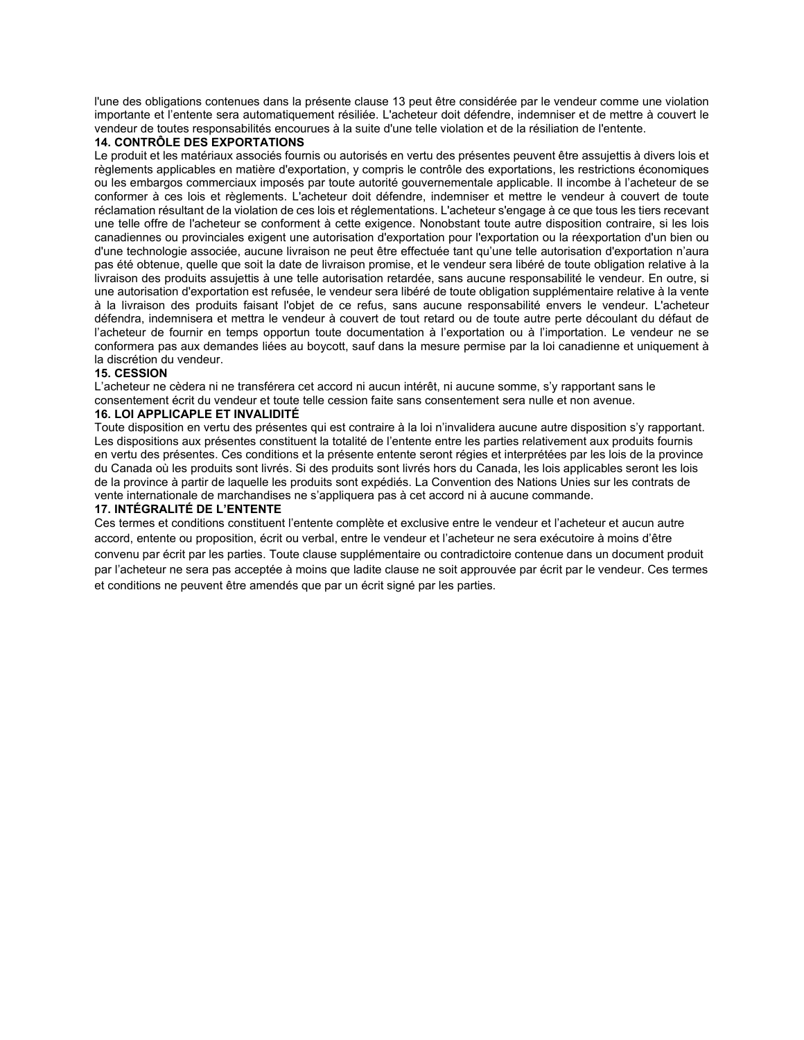l'une des obligations contenues dans la présente clause 13 peut être considérée par le vendeur comme une violation importante et l'entente sera automatiquement résiliée. L'acheteur doit défendre, indemniser et de mettre à couvert le vendeur de toutes responsabilités encourues à la suite d'une telle violation et de la résiliation de l'entente.

**14. CONTRÔLE DES EXPORTATIONS**

Le produit et les matériaux associés fournis ou autorisés en vertu des présentes peuvent être assujettis à divers lois et règlements applicables en matière d'exportation, y compris le contrôle des exportations, les restrictions économiques ou les embargos commerciaux imposés par toute autorité gouvernementale applicable. Il incombe à l'acheteur de se conformer à ces lois et règlements. L'acheteur doit défendre, indemniser et mettre le vendeur à couvert de toute réclamation résultant de la violation de ces lois et réglementations. L'acheteur s'engage à ce que tous les tiers recevant une telle offre de l'acheteur se conforment à cette exigence. Nonobstant toute autre disposition contraire, si les lois canadiennes ou provinciales exigent une autorisation d'exportation pour l'exportation ou la réexportation d'un bien ou d'une technologie associée, aucune livraison ne peut être effectuée tant qu'une telle autorisation d'exportation n'aura pas été obtenue, quelle que soit la date de livraison promise, et le vendeur sera libéré de toute obligation relative à la livraison des produits assujettis à une telle autorisation retardée, sans aucune responsabilité le vendeur. En outre, si une autorisation d'exportation est refusée, le vendeur sera libéré de toute obligation supplémentaire relative à la vente à la livraison des produits faisant l'objet de ce refus, sans aucune responsabilité envers le vendeur. L'acheteur défendra, indemnisera et mettra le vendeur à couvert de tout retard ou de toute autre perte découlant du défaut de l'acheteur de fournir en temps opportun toute documentation à l'exportation ou à l'importation. Le vendeur ne se conformera pas aux demandes liées au boycott, sauf dans la mesure permise par la loi canadienne et uniquement à la discrétion du vendeur.

**15. CESSION**

L'acheteur ne cèdera ni ne transférera cet accord ni aucun intérêt, ni aucune somme, s'y rapportant sans le consentement écrit du vendeur et toute telle cession faite sans consentement sera nulle et non avenue.

**16. LOI APPLICAPLE ET INVALIDITÉ**

Toute disposition en vertu des présentes qui est contraire à la loi n'invalidera aucune autre disposition s'y rapportant. Les dispositions aux présentes constituent la totalité de l'entente entre les parties relativement aux produits fournis en vertu des présentes. Ces conditions et la présente entente seront régies et interprétées par les lois de la province du Canada où les produits sont livrés. Si des produits sont livrés hors du Canada, les lois applicables seront les lois de la province à partir de laquelle les produits sont expédiés. La Convention des Nations Unies sur les contrats de vente internationale de marchandises ne s'appliquera pas à cet accord ni à aucune commande.

**17. INTÉGRALITÉ DE L'ENTENTE**

Ces termes et conditions constituent l'entente complète et exclusive entre le vendeur et l'acheteur et aucun autre accord, entente ou proposition, écrit ou verbal, entre le vendeur et l'acheteur ne sera exécutoire à moins d'être convenu par écrit par les parties. Toute clause supplémentaire ou contradictoire contenue dans un document produit par l'acheteur ne sera pas acceptée à moins que ladite clause ne soit approuvée par écrit par le vendeur. Ces termes et conditions ne peuvent être amendés que par un écrit signé par les parties.